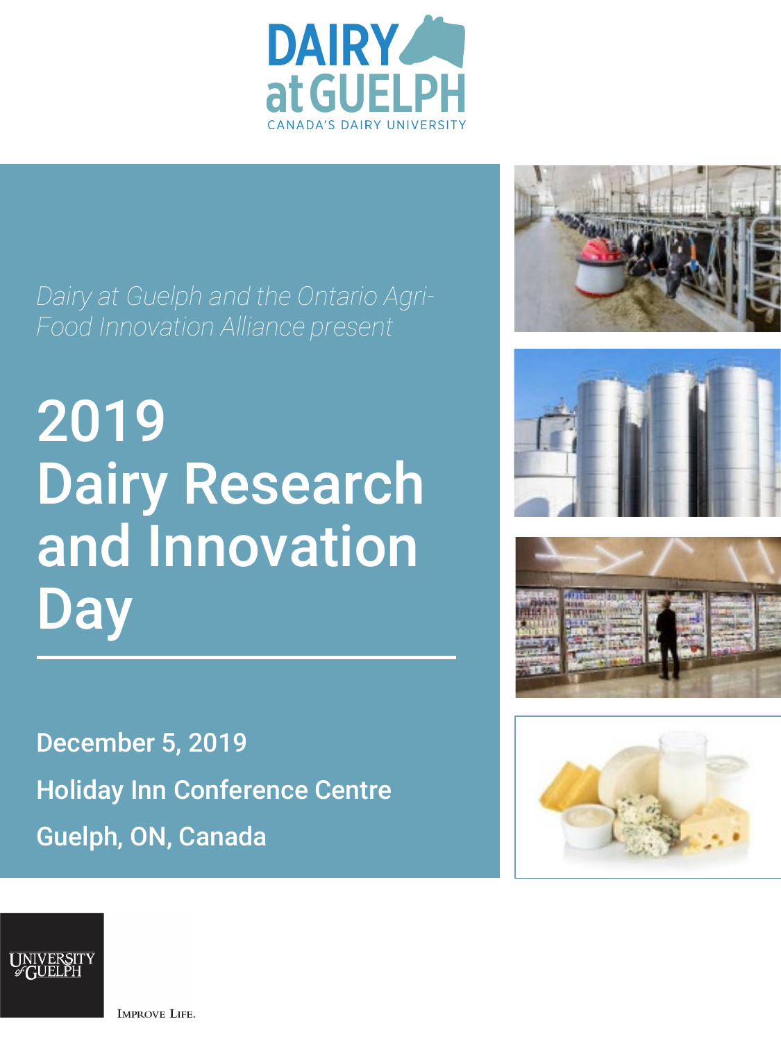DAIRY at GUELPH

CANADA'S DAIRY UNIVERSITY

*Dairy at Guelph and the Ontario Agri-Food Innovation Alliance present*

# 2019 Dairy Research and Innovation Day

**December 5, 2019**

**Holiday Inn Conference Centre**

**Guelph, ON, Canada**

UNIVERSITY of GUELPH

IMPROVE LIFE.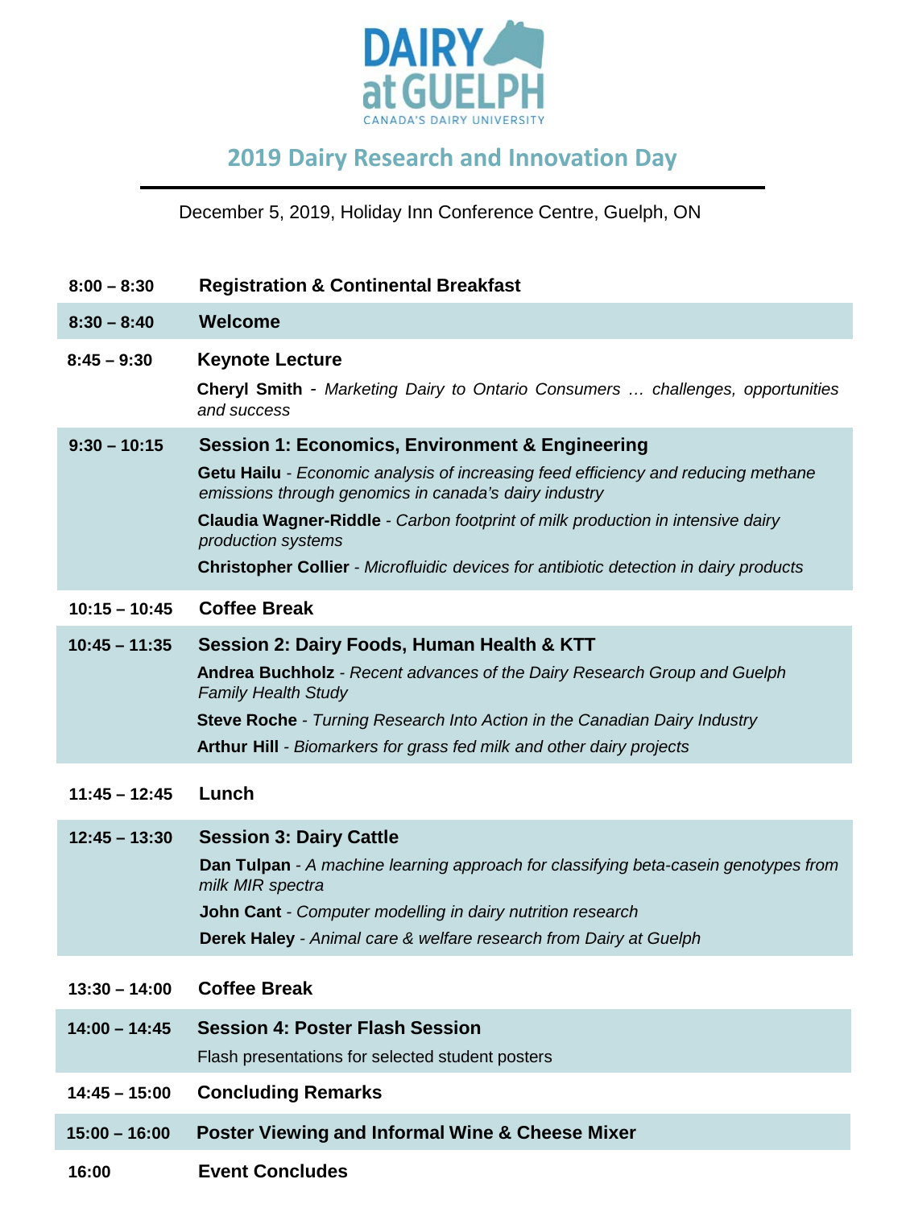DAIRY at GUELPH

CANADA'S DAIRY UNIVERSITY

## 2019 Dairy Research and Innovation Day

December 5, 2019, Holiday Inn Conference Centre, Guelph, ON

| Time | Program |
|---|---|
| **8:00 – 8:30** | **Registration & Continental Breakfast** |
| **8:30 – 8:40** | **Welcome** |
| **8:45 – 9:30** | **Keynote Lecture**<br>**Cheryl Smith** - *Marketing Dairy to Ontario Consumers … challenges, opportunities and success* |
| **9:30 – 10:15** | **Session 1: Economics, Environment & Engineering**<br>**Getu Hailu** - *Economic analysis of increasing feed efficiency and reducing methane emissions through genomics in canada's dairy industry*<br>**Claudia Wagner-Riddle** - *Carbon footprint of milk production in intensive dairy production systems*<br>**Christopher Collier** - *Microfluidic devices for antibiotic detection in dairy products* |
| **10:15 – 10:45** | **Coffee Break** |
| **10:45 – 11:35** | **Session 2: Dairy Foods, Human Health & KTT**<br>**Andrea Buchholz** - *Recent advances of the Dairy Research Group and Guelph Family Health Study*<br>**Steve Roche** - *Turning Research Into Action in the Canadian Dairy Industry*<br>**Arthur Hill** - *Biomarkers for grass fed milk and other dairy projects* |
| **11:45 – 12:45** | **Lunch** |
| **12:45 – 13:30** | **Session 3: Dairy Cattle**<br>**Dan Tulpan** - *A machine learning approach for classifying beta-casein genotypes from milk MIR spectra*<br>**John Cant** - *Computer modelling in dairy nutrition research*<br>**Derek Haley** - *Animal care & welfare research from Dairy at Guelph* |
| **13:30 – 14:00** | **Coffee Break** |
| **14:00 – 14:45** | **Session 4: Poster Flash Session**<br>Flash presentations for selected student posters |
| **14:45 – 15:00** | **Concluding Remarks** |
| **15:00 – 16:00** | **Poster Viewing and Informal Wine & Cheese Mixer** |
| **16:00** | **Event Concludes** |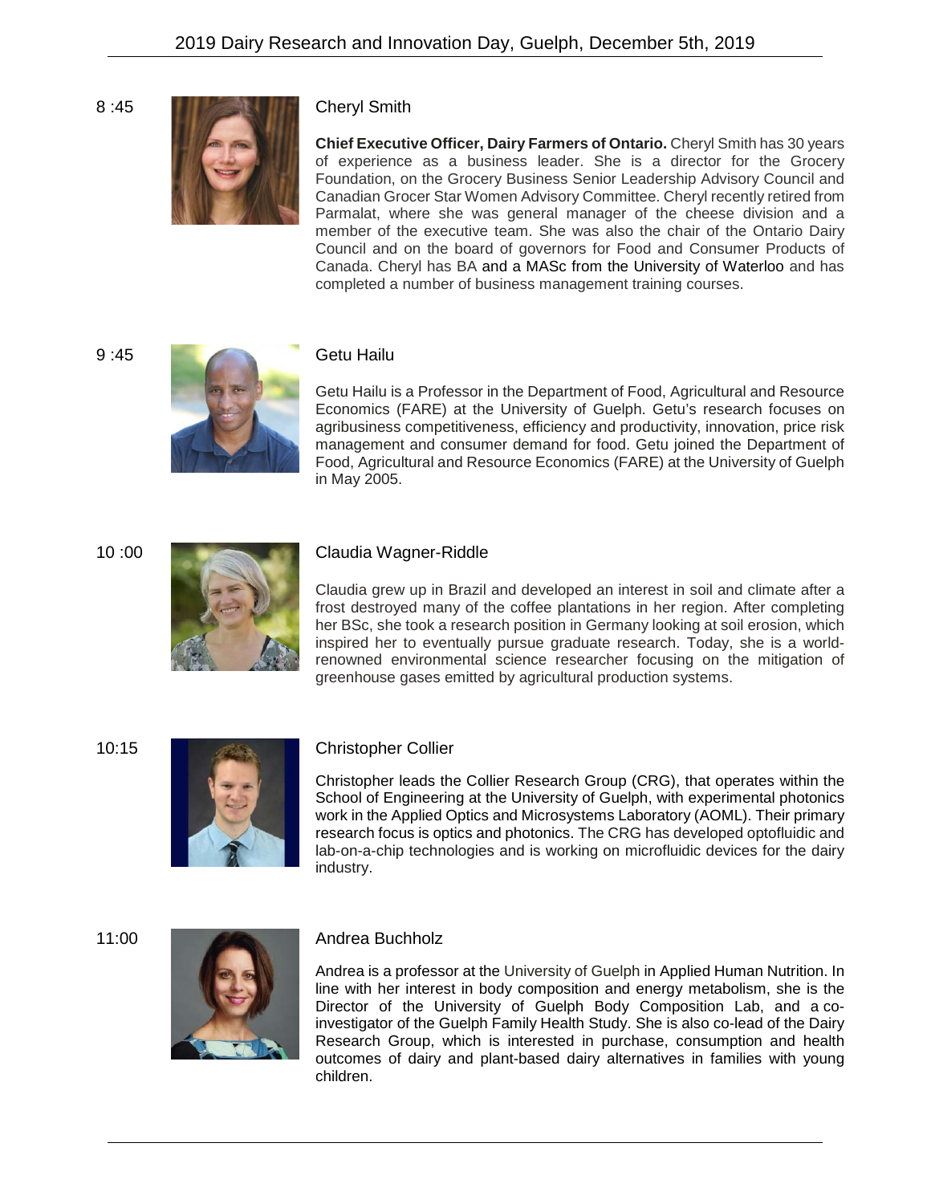8 :45

### Cheryl Smith

**Chief Executive Officer, Dairy Farmers of Ontario.** Cheryl Smith has 30 years of experience as a business leader. She is a director for the Grocery Foundation, on the Grocery Business Senior Leadership Advisory Council and Canadian Grocer Star Women Advisory Committee. Cheryl recently retired from Parmalat, where she was general manager of the cheese division and a member of the executive team. She was also the chair of the Ontario Dairy Council and on the board of governors for Food and Consumer Products of Canada. Cheryl has BA and a MASc from the University of Waterloo and has completed a number of business management training courses.

9 :45

### Getu Hailu

Getu Hailu is a Professor in the Department of Food, Agricultural and Resource Economics (FARE) at the University of Guelph. Getu's research focuses on agribusiness competitiveness, efficiency and productivity, innovation, price risk management and consumer demand for food. Getu joined the Department of Food, Agricultural and Resource Economics (FARE) at the University of Guelph in May 2005.

10 :00

### Claudia Wagner-Riddle

Claudia grew up in Brazil and developed an interest in soil and climate after a frost destroyed many of the coffee plantations in her region. After completing her BSc, she took a research position in Germany looking at soil erosion, which inspired her to eventually pursue graduate research. Today, she is a world-renowned environmental science researcher focusing on the mitigation of greenhouse gases emitted by agricultural production systems.

10:15

### Christopher Collier

Christopher leads the Collier Research Group (CRG), that operates within the School of Engineering at the University of Guelph, with experimental photonics work in the Applied Optics and Microsystems Laboratory (AOML). Their primary research focus is optics and photonics. The CRG has developed optofluidic and lab-on-a-chip technologies and is working on microfluidic devices for the dairy industry.

11:00

### Andrea Buchholz

Andrea is a professor at the University of Guelph in Applied Human Nutrition. In line with her interest in body composition and energy metabolism, she is the Director of the University of Guelph Body Composition Lab, and a co-investigator of the Guelph Family Health Study. She is also co-lead of the Dairy Research Group, which is interested in purchase, consumption and health outcomes of dairy and plant-based dairy alternatives in families with young children.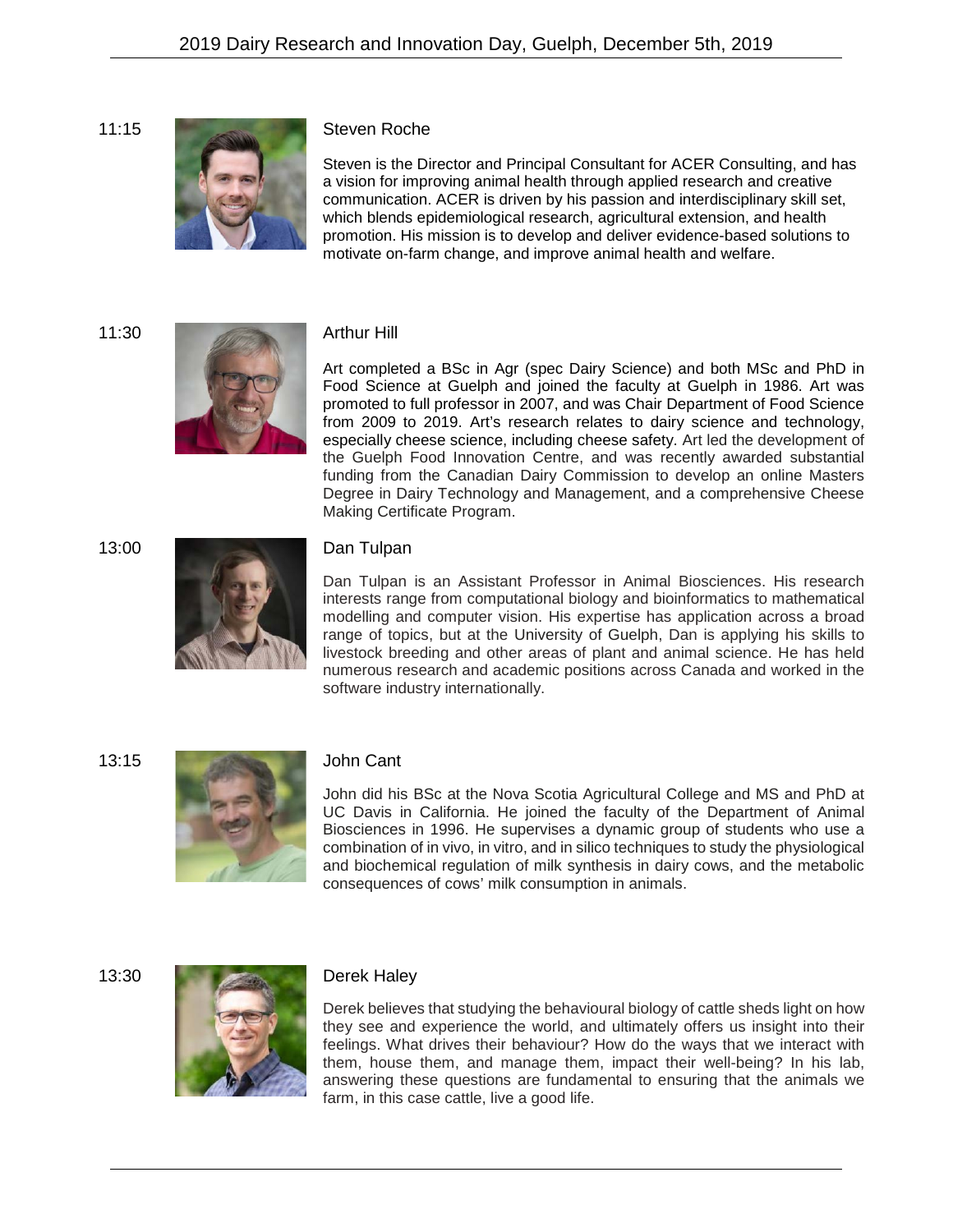11:15

### Steven Roche

Steven is the Director and Principal Consultant for ACER Consulting, and has a vision for improving animal health through applied research and creative communication. ACER is driven by his passion and interdisciplinary skill set, which blends epidemiological research, agricultural extension, and health promotion. His mission is to develop and deliver evidence-based solutions to motivate on-farm change, and improve animal health and welfare.

11:30

### Arthur Hill

Art completed a BSc in Agr (spec Dairy Science) and both MSc and PhD in Food Science at Guelph and joined the faculty at Guelph in 1986. Art was promoted to full professor in 2007, and was Chair Department of Food Science from 2009 to 2019. Art's research relates to dairy science and technology, especially cheese science, including cheese safety. Art led the development of the Guelph Food Innovation Centre, and was recently awarded substantial funding from the Canadian Dairy Commission to develop an online Masters Degree in Dairy Technology and Management, and a comprehensive Cheese Making Certificate Program.

13:00

### Dan Tulpan

Dan Tulpan is an Assistant Professor in Animal Biosciences. His research interests range from computational biology and bioinformatics to mathematical modelling and computer vision. His expertise has application across a broad range of topics, but at the University of Guelph, Dan is applying his skills to livestock breeding and other areas of plant and animal science. He has held numerous research and academic positions across Canada and worked in the software industry internationally.

13:15

### John Cant

John did his BSc at the Nova Scotia Agricultural College and MS and PhD at UC Davis in California. He joined the faculty of the Department of Animal Biosciences in 1996. He supervises a dynamic group of students who use a combination of in vivo, in vitro, and in silico techniques to study the physiological and biochemical regulation of milk synthesis in dairy cows, and the metabolic consequences of cows' milk consumption in animals.

13:30

### Derek Haley

Derek believes that studying the behavioural biology of cattle sheds light on how they see and experience the world, and ultimately offers us insight into their feelings. What drives their behaviour? How do the ways that we interact with them, house them, and manage them, impact their well-being? In his lab, answering these questions are fundamental to ensuring that the animals we farm, in this case cattle, live a good life.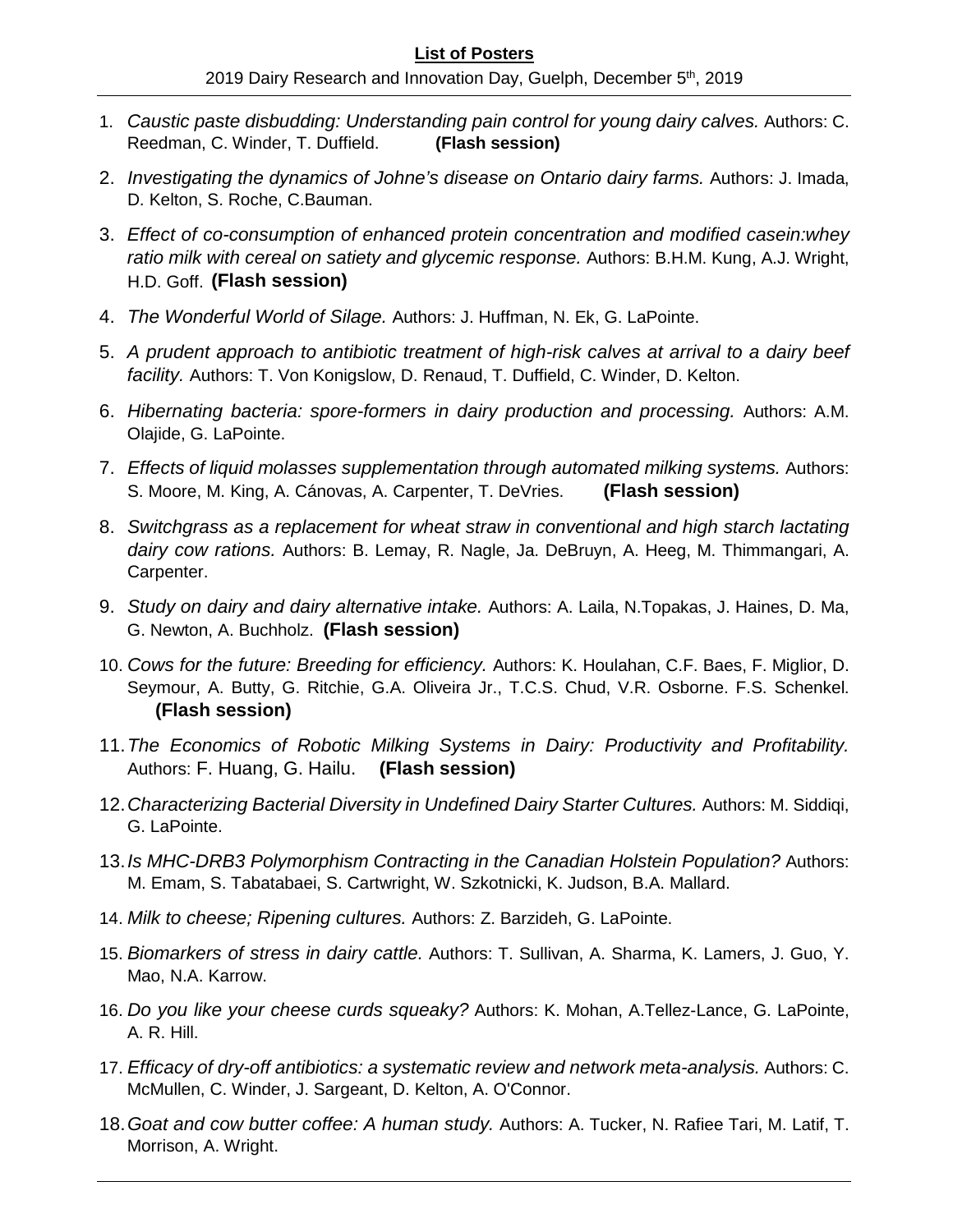**List of Posters**

2019 Dairy Research and Innovation Day, Guelph, December 5th, 2019

1. *Caustic paste disbudding: Understanding pain control for young dairy calves.* Authors: C. Reedman, C. Winder, T. Duffield. **(Flash session)**
2. *Investigating the dynamics of Johne's disease on Ontario dairy farms.* Authors: J. Imada, D. Kelton, S. Roche, C.Bauman.
3. *Effect of co-consumption of enhanced protein concentration and modified casein:whey ratio milk with cereal on satiety and glycemic response.* Authors: B.H.M. Kung, A.J. Wright, H.D. Goff. **(Flash session)**
4. *The Wonderful World of Silage.* Authors: J. Huffman, N. Ek, G. LaPointe.
5. *A prudent approach to antibiotic treatment of high-risk calves at arrival to a dairy beef facility.* Authors: T. Von Konigslow, D. Renaud, T. Duffield, C. Winder, D. Kelton.
6. *Hibernating bacteria: spore-formers in dairy production and processing.* Authors: A.M. Olajide, G. LaPointe.
7. *Effects of liquid molasses supplementation through automated milking systems.* Authors: S. Moore, M. King, A. Cánovas, A. Carpenter, T. DeVries. **(Flash session)**
8. *Switchgrass as a replacement for wheat straw in conventional and high starch lactating dairy cow rations.* Authors: B. Lemay, R. Nagle, Ja. DeBruyn, A. Heeg, M. Thimmangari, A. Carpenter.
9. *Study on dairy and dairy alternative intake.* Authors: A. Laila, N.Topakas, J. Haines, D. Ma, G. Newton, A. Buchholz. **(Flash session)**
10. *Cows for the future: Breeding for efficiency.* Authors: K. Houlahan, C.F. Baes, F. Miglior, D. Seymour, A. Butty, G. Ritchie, G.A. Oliveira Jr., T.C.S. Chud, V.R. Osborne. F.S. Schenkel. **(Flash session)**
11. *The Economics of Robotic Milking Systems in Dairy: Productivity and Profitability.* Authors: F. Huang, G. Hailu. **(Flash session)**
12. *Characterizing Bacterial Diversity in Undefined Dairy Starter Cultures.* Authors: M. Siddiqi, G. LaPointe.
13. *Is MHC-DRB3 Polymorphism Contracting in the Canadian Holstein Population?* Authors: M. Emam, S. Tabatabaei, S. Cartwright, W. Szkotnicki, K. Judson, B.A. Mallard.
14. *Milk to cheese; Ripening cultures.* Authors: Z. Barzideh, G. LaPointe.
15. *Biomarkers of stress in dairy cattle.* Authors: T. Sullivan, A. Sharma, K. Lamers, J. Guo, Y. Mao, N.A. Karrow.
16. *Do you like your cheese curds squeaky?* Authors: K. Mohan, A.Tellez-Lance, G. LaPointe, A. R. Hill.
17. *Efficacy of dry-off antibiotics: a systematic review and network meta-analysis.* Authors: C. McMullen, C. Winder, J. Sargeant, D. Kelton, A. O'Connor.
18. *Goat and cow butter coffee: A human study.* Authors: A. Tucker, N. Rafiee Tari, M. Latif, T. Morrison, A. Wright.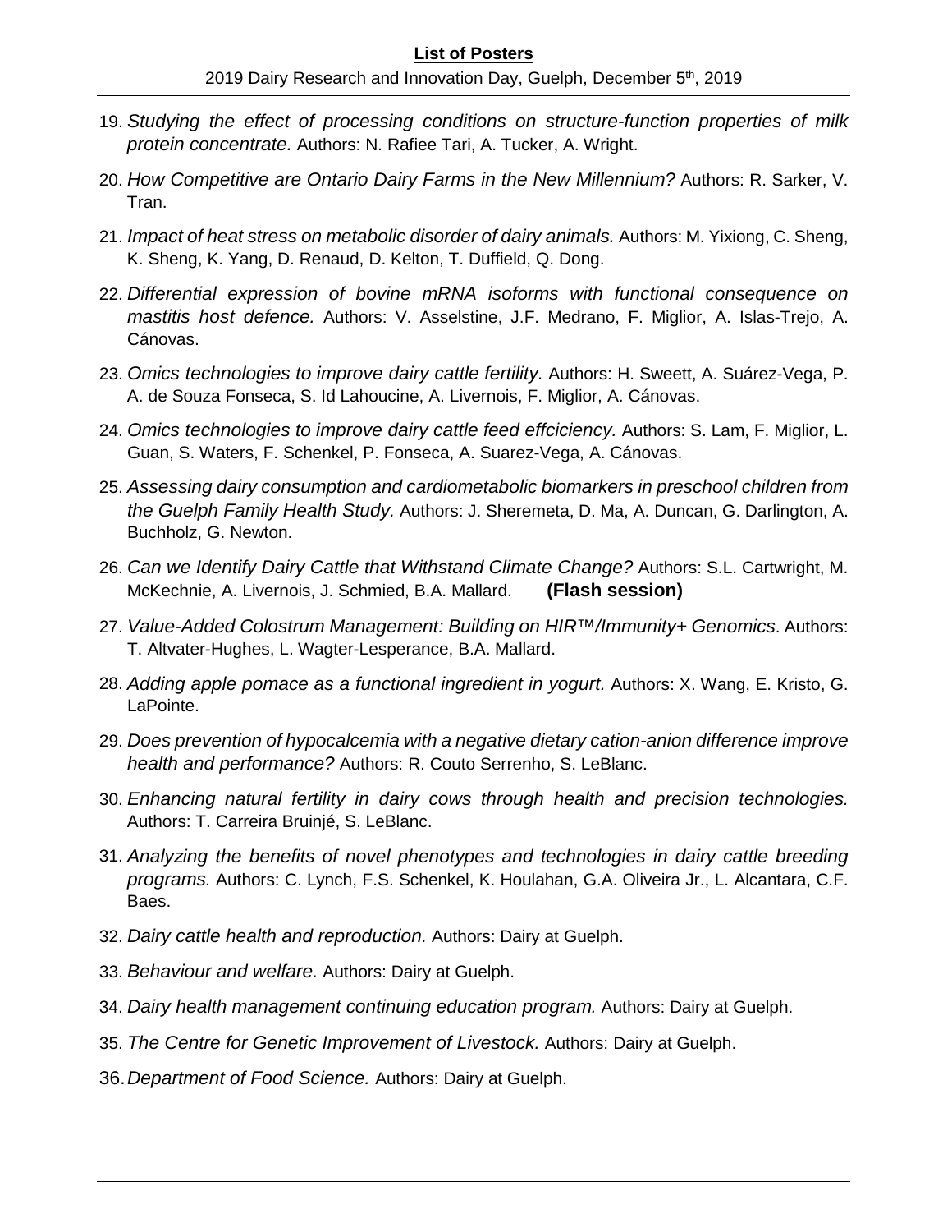19. *Studying the effect of processing conditions on structure-function properties of milk protein concentrate.* Authors: N. Rafiee Tari, A. Tucker, A. Wright.
20. *How Competitive are Ontario Dairy Farms in the New Millennium?* Authors: R. Sarker, V. Tran.
21. *Impact of heat stress on metabolic disorder of dairy animals.* Authors: M. Yixiong, C. Sheng, K. Sheng, K. Yang, D. Renaud, D. Kelton, T. Duffield, Q. Dong.
22. *Differential expression of bovine mRNA isoforms with functional consequence on mastitis host defence.* Authors: V. Asselstine, J.F. Medrano, F. Miglior, A. Islas-Trejo, A. Cánovas.
23. *Omics technologies to improve dairy cattle fertility.* Authors: H. Sweett, A. Suárez-Vega, P. A. de Souza Fonseca, S. Id Lahoucine, A. Livernois, F. Miglior, A. Cánovas.
24. *Omics technologies to improve dairy cattle feed effciciency.* Authors: S. Lam, F. Miglior, L. Guan, S. Waters, F. Schenkel, P. Fonseca, A. Suarez-Vega, A. Cánovas.
25. *Assessing dairy consumption and cardiometabolic biomarkers in preschool children from the Guelph Family Health Study.* Authors: J. Sheremeta, D. Ma, A. Duncan, G. Darlington, A. Buchholz, G. Newton.
26. *Can we Identify Dairy Cattle that Withstand Climate Change?* Authors: S.L. Cartwright, M. McKechnie, A. Livernois, J. Schmied, B.A. Mallard. **(Flash session)**
27. *Value-Added Colostrum Management: Building on HIR™/Immunity+ Genomics*. Authors: T. Altvater-Hughes, L. Wagter-Lesperance, B.A. Mallard.
28. *Adding apple pomace as a functional ingredient in yogurt.* Authors: X. Wang, E. Kristo, G. LaPointe.
29. *Does prevention of hypocalcemia with a negative dietary cation-anion difference improve health and performance?* Authors: R. Couto Serrenho, S. LeBlanc.
30. *Enhancing natural fertility in dairy cows through health and precision technologies.* Authors: T. Carreira Bruinjé, S. LeBlanc.
31. *Analyzing the benefits of novel phenotypes and technologies in dairy cattle breeding programs.* Authors: C. Lynch, F.S. Schenkel, K. Houlahan, G.A. Oliveira Jr., L. Alcantara, C.F. Baes.
32. *Dairy cattle health and reproduction.* Authors: Dairy at Guelph.
33. *Behaviour and welfare.* Authors: Dairy at Guelph.
34. *Dairy health management continuing education program.* Authors: Dairy at Guelph.
35. *The Centre for Genetic Improvement of Livestock.* Authors: Dairy at Guelph.
36. *Department of Food Science.* Authors: Dairy at Guelph.